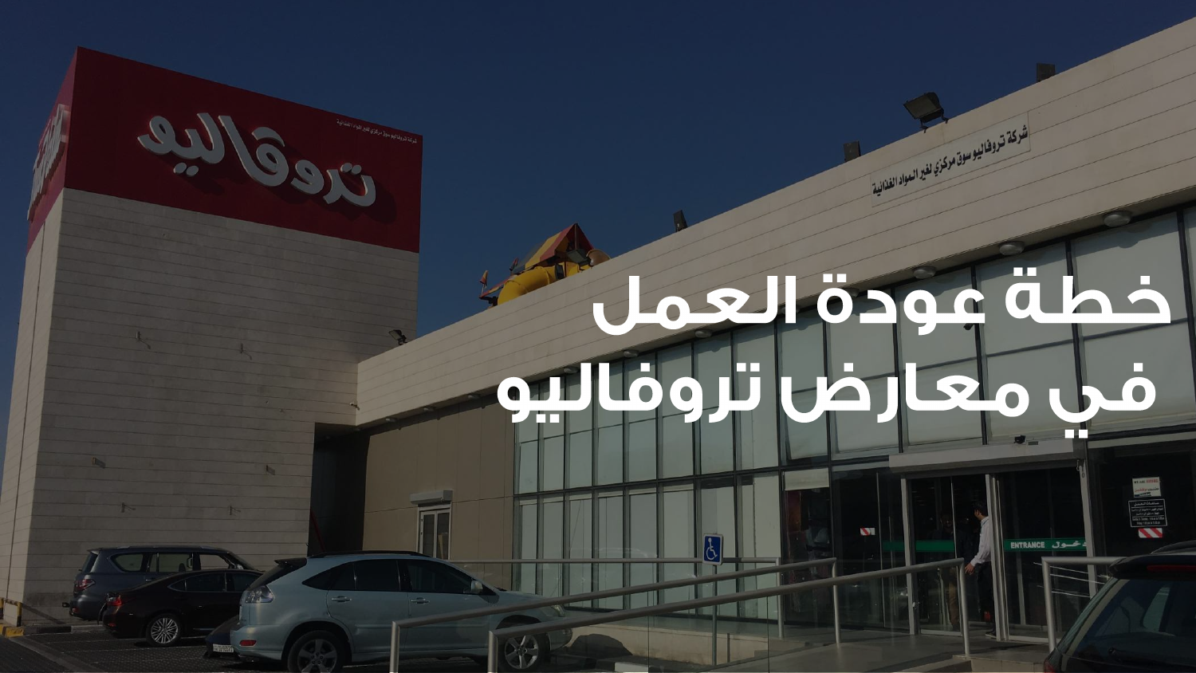# خطة عودة العمل في معارض تروفاليو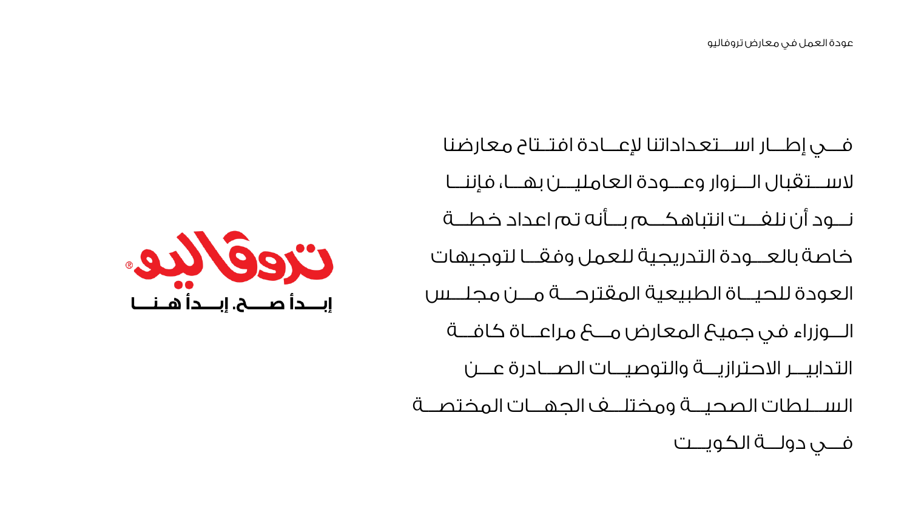في إطار استعداداتنا لإعادة افتتاح معارضنا لاستقبال الزوار وعودة العاملين بها، فإننا نود أن نلفت انتباهكم بأنه تم اعداد خطة خاصة بالعودة التدريجية للعمل وفقا لتوجيهات العودة للحياة الطبيعية المقترحة من مجلس الوزراء في جميع المعارض مع مراعاة كافة التدابير الاحترازية والتوصيات الصادرة عن السلطات الصحية ومختلف الجهات المختصة في دولة الكويت

تروفاليو®

إبدأ صح، إبدأ هنا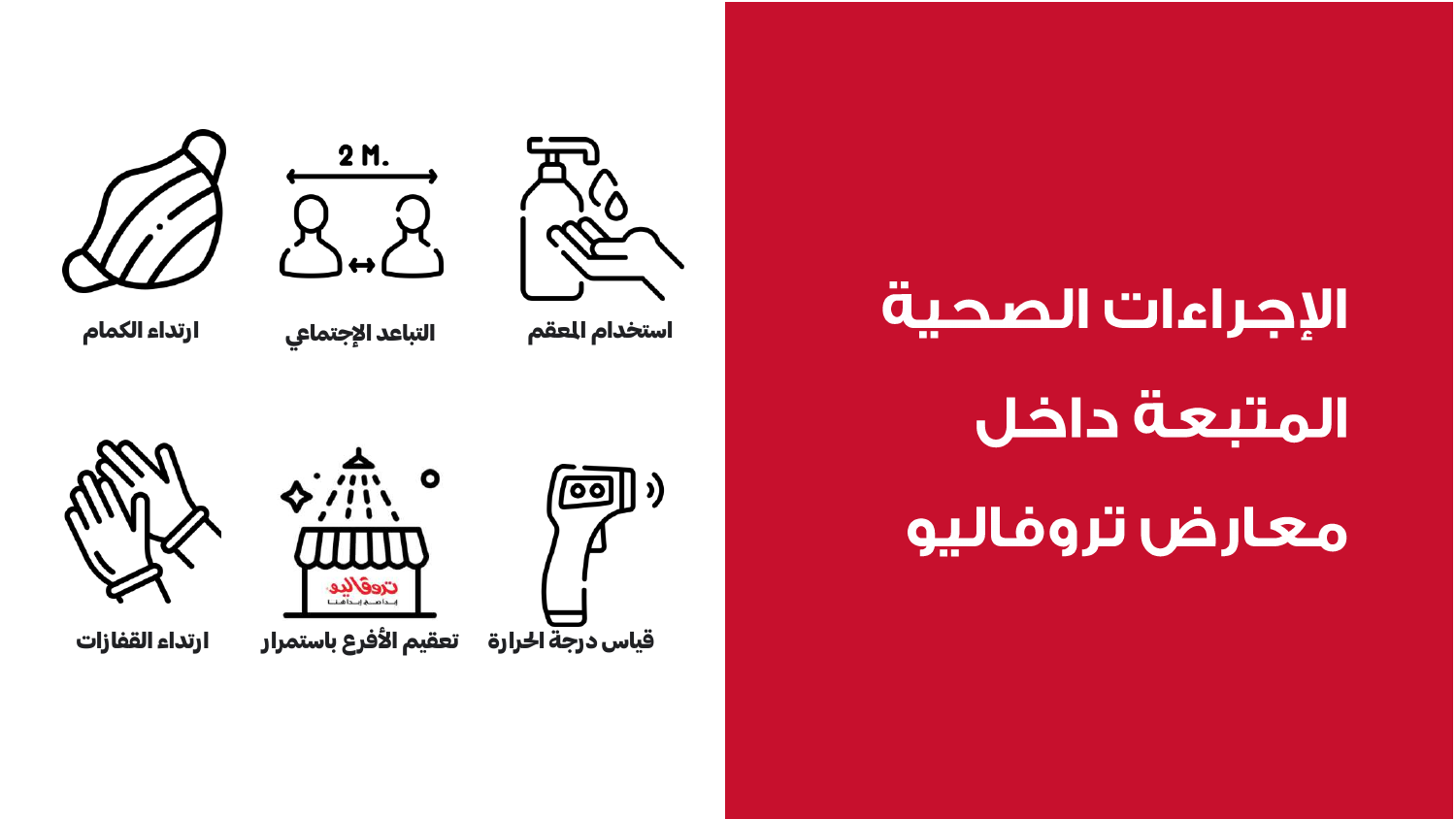# الإجراءات الصحية المتبعة داخل معارض تروفاليو

- استخدام المعقم
- التباعد الإجتماعي
- ارتداء الكمام
- قياس درجة الحرارة
- تعقيم الأفرع باستمرار
- ارتداء القفازات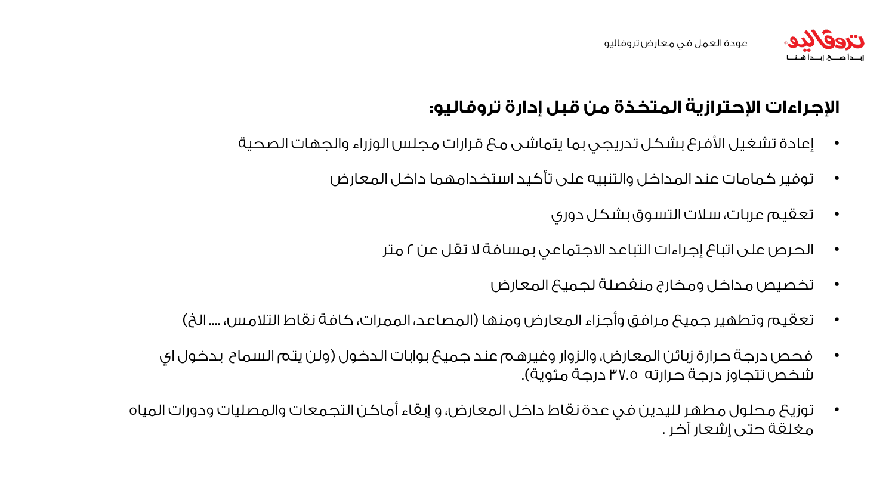## الإجراءات الإحترازية المتخذة من قبل إدارة تروفاليو:

- إعادة تشغيل الأفرع بشكل تدريجي بما يتماشى مع قرارات مجلس الوزراء والجهات الصحية
- توفير كمامات عند المداخل والتنبيه على تأكيد استخدامهما داخل المعارض
- تعقيم عربات، سلات التسوق بشكل دوري
- الحرص على اتباع إجراءات التباعد الاجتماعي بمسافة لا تقل عن ٢ متر
- تخصيص مداخل ومخارج منفصلة لجميع المعارض
- تعقيم وتطهير جميع مرافق وأجزاء المعارض ومنها (المصاعد، الممرات، كافة نقاط التلامس، .... الخ)
- فحص درجة حرارة زبائن المعارض، والزوار وغيرهم عند جميع بوابات الدخول (ولن يتم السماح بدخول اي شخص تتجاوز درجة حرارته ٣٧.٥ درجة مئوية).
- توزيع محلول مطهر لليدين في عدة نقاط داخل المعارض، و إبقاء أماكن التجمعات والمصليات ودورات المياه مغلقة حتى إشعار آخر .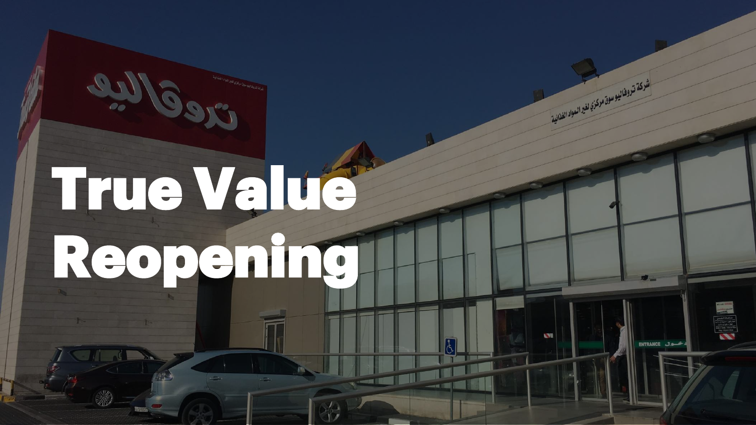# True Value Reopening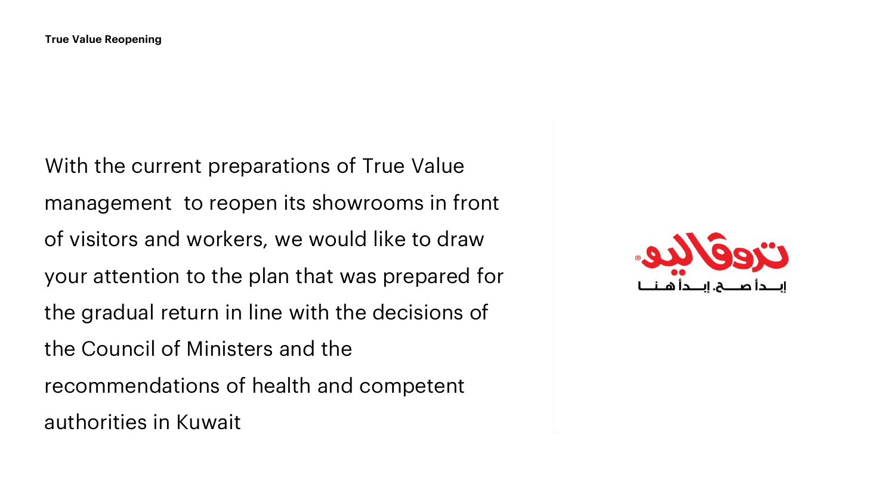With the current preparations of True Value management to reopen its showrooms in front of visitors and workers, we would like to draw your attention to the plan that was prepared for the gradual return in line with the decisions of the Council of Ministers and the recommendations of health and competent authorities in Kuwait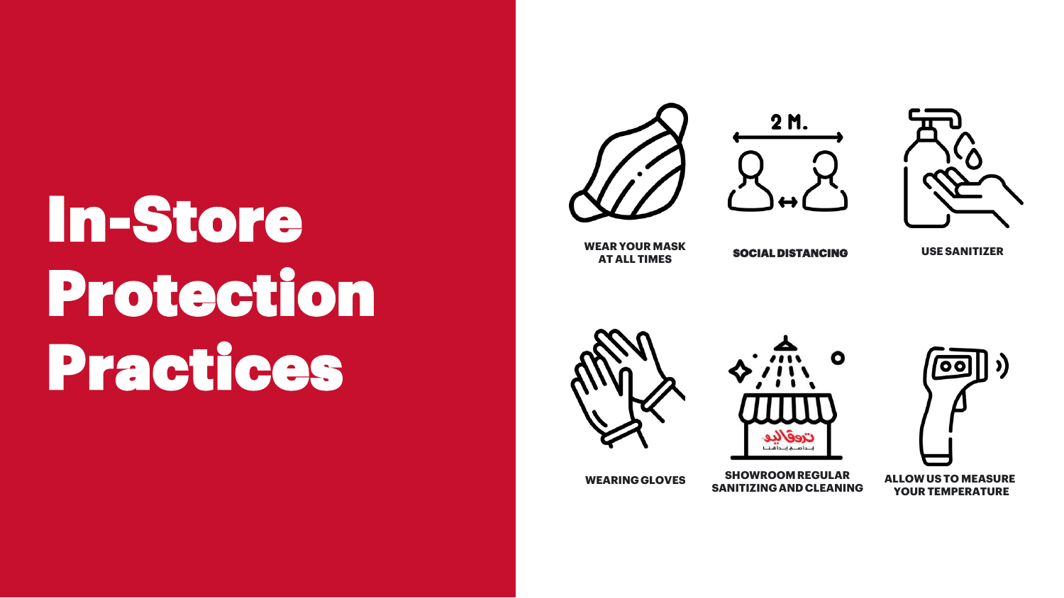# In-Store Protection Practices

- WEAR YOUR MASK AT ALL TIMES
- SOCIAL DISTANCING
- USE SANITIZER
- WEARING GLOVES
- SHOWROOM REGULAR SANITIZING AND CLEANING
- ALLOW US TO MEASURE YOUR TEMPERATURE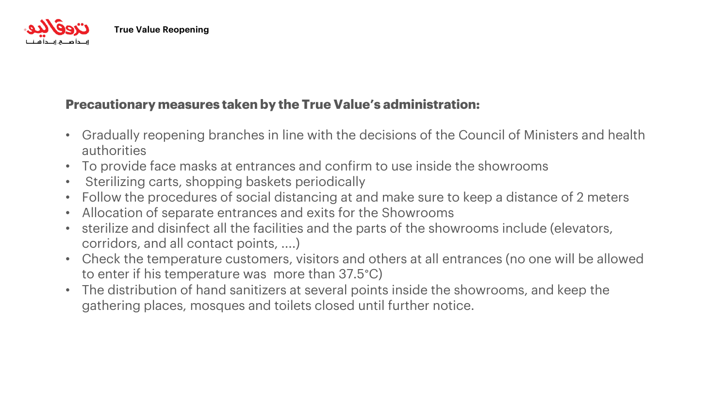**Precautionary measures taken by the True Value's administration:**

- Gradually reopening branches in line with the decisions of the Council of Ministers and health authorities
- To provide face masks at entrances and confirm to use inside the showrooms
- Sterilizing carts, shopping baskets periodically
- Follow the procedures of social distancing at and make sure to keep a distance of 2 meters
- Allocation of separate entrances and exits for the Showrooms
- sterilize and disinfect all the facilities and the parts of the showrooms include (elevators, corridors, and all contact points, ....)
- Check the temperature customers, visitors and others at all entrances (no one will be allowed to enter if his temperature was more than 37.5°C)
- The distribution of hand sanitizers at several points inside the showrooms, and keep the gathering places, mosques and toilets closed until further notice.